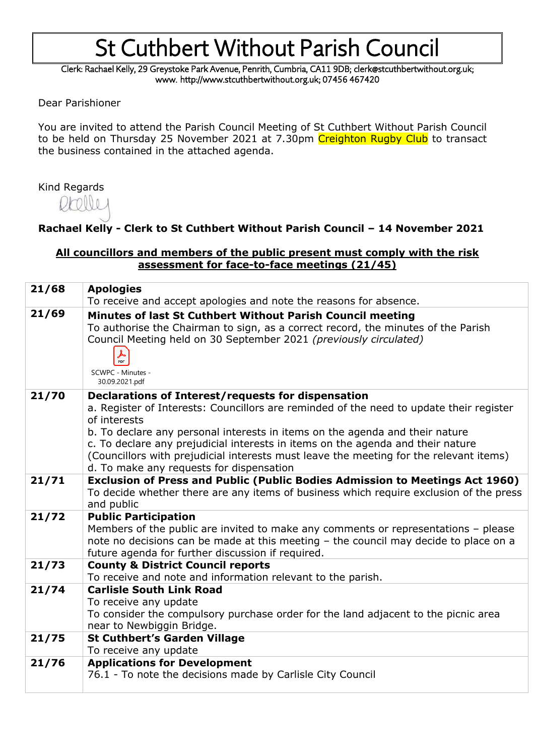# St Cuthbert Without Parish Council

Clerk: Rachael Kelly, 29 Greystoke Park Avenue, Penrith, Cumbria, CA11 9DB; clerk@stcuthbertwithout.org.uk; www. http://www.stcuthbertwithout.org.uk; 07456 467420

Dear Parishioner

You are invited to attend the Parish Council Meeting of St Cuthbert Without Parish Council to be held on Thursday 25 November 2021 at 7.30pm Creighton Rugby Club to transact the business contained in the attached agenda.

Kind Regards

**Rachael Kelly - Clerk to St Cuthbert Without Parish Council – 14 November 2021**

**All councillors and members of the public present must comply with the risk assessment for face-to-face meetings (21/45)**

| | |
|---|---|
| **21/68** | **Apologies**<br>To receive and accept apologies and note the reasons for absence. |
| **21/69** | **Minutes of last St Cuthbert Without Parish Council meeting**<br>To authorise the Chairman to sign, as a correct record, the minutes of the Parish Council Meeting held on 30 September 2021 *(previously circulated)*<br>SCWPC - Minutes - 30.09.2021.pdf |
| **21/70** | **Declarations of Interest/requests for dispensation**<br>a. Register of Interests: Councillors are reminded of the need to update their register of interests<br>b. To declare any personal interests in items on the agenda and their nature<br>c. To declare any prejudicial interests in items on the agenda and their nature (Councillors with prejudicial interests must leave the meeting for the relevant items)<br>d. To make any requests for dispensation |
| **21/71** | **Exclusion of Press and Public (Public Bodies Admission to Meetings Act 1960)**<br>To decide whether there are any items of business which require exclusion of the press and public |
| **21/72** | **Public Participation**<br>Members of the public are invited to make any comments or representations – please note no decisions can be made at this meeting – the council may decide to place on a future agenda for further discussion if required. |
| **21/73** | **County & District Council reports**<br>To receive and note and information relevant to the parish. |
| **21/74** | **Carlisle South Link Road**<br>To receive any update<br>To consider the compulsory purchase order for the land adjacent to the picnic area near to Newbiggin Bridge. |
| **21/75** | **St Cuthbert's Garden Village**<br>To receive any update |
| **21/76** | **Applications for Development**<br>76.1 - To note the decisions made by Carlisle City Council |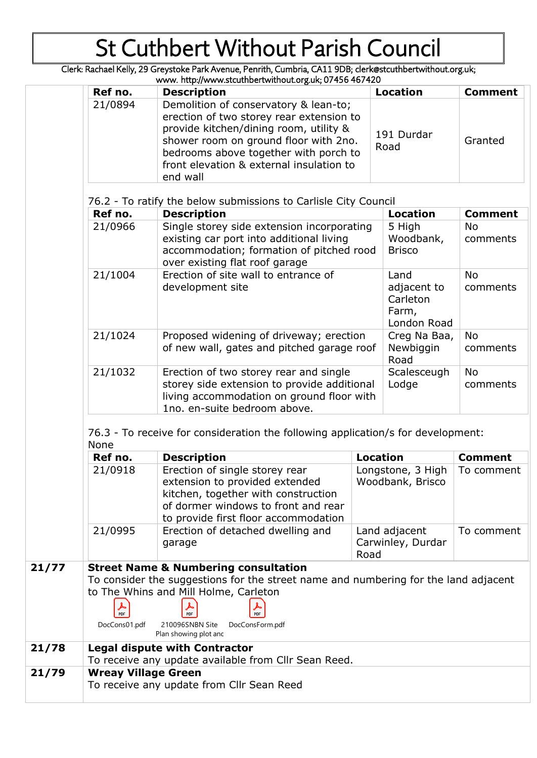# St Cuthbert Without Parish Council

Clerk: Rachael Kelly, 29 Greystoke Park Avenue, Penrith, Cumbria, CA11 9DB; clerk@stcuthbertwithout.org.uk; www. http://www.stcuthbertwithout.org.uk; 07456 467420

| Ref no. | Description | Location | Comment |
|---|---|---|---|
| 21/0894 | Demolition of conservatory & lean-to; erection of two storey rear extension to provide kitchen/dining room, utility & shower room on ground floor with 2no. bedrooms above together with porch to front elevation & external insulation to end wall | 191 Durdar Road | Granted |

76.2 - To ratify the below submissions to Carlisle City Council

| Ref no. | Description | Location | Comment |
|---|---|---|---|
| 21/0966 | Single storey side extension incorporating existing car port into additional living accommodation; formation of pitched rood over existing flat roof garage | 5 High Woodbank, Brisco | No comments |
| 21/1004 | Erection of site wall to entrance of development site | Land adjacent to Carleton Farm, London Road | No comments |
| 21/1024 | Proposed widening of driveway; erection of new wall, gates and pitched garage roof | Creg Na Baa, Newbiggin Road | No comments |
| 21/1032 | Erection of two storey rear and single storey side extension to provide additional living accommodation on ground floor with 1no. en-suite bedroom above. | Scalesceugh Lodge | No comments |

76.3 - To receive for consideration the following application/s for development: None

| Ref no. | Description | Location | Comment |
|---|---|---|---|
| 21/0918 | Erection of single storey rear extension to provided extended kitchen, together with construction of dormer windows to front and rear to provide first floor accommodation | Longstone, 3 High Woodbank, Brisco | To comment |
| 21/0995 | Erection of detached dwelling and garage | Land adjacent Carwinley, Durdar Road | To comment |

**21/77** **Street Name & Numbering consultation**

To consider the suggestions for the street name and numbering for the land adjacent to The Whins and Mill Holme, Carleton

DocCons01.pdf 210096SNBN Site Plan showing plot anc DocConsForm.pdf

**21/78** **Legal dispute with Contractor**

To receive any update available from Cllr Sean Reed.

**21/79** **Wreay Village Green**

To receive any update from Cllr Sean Reed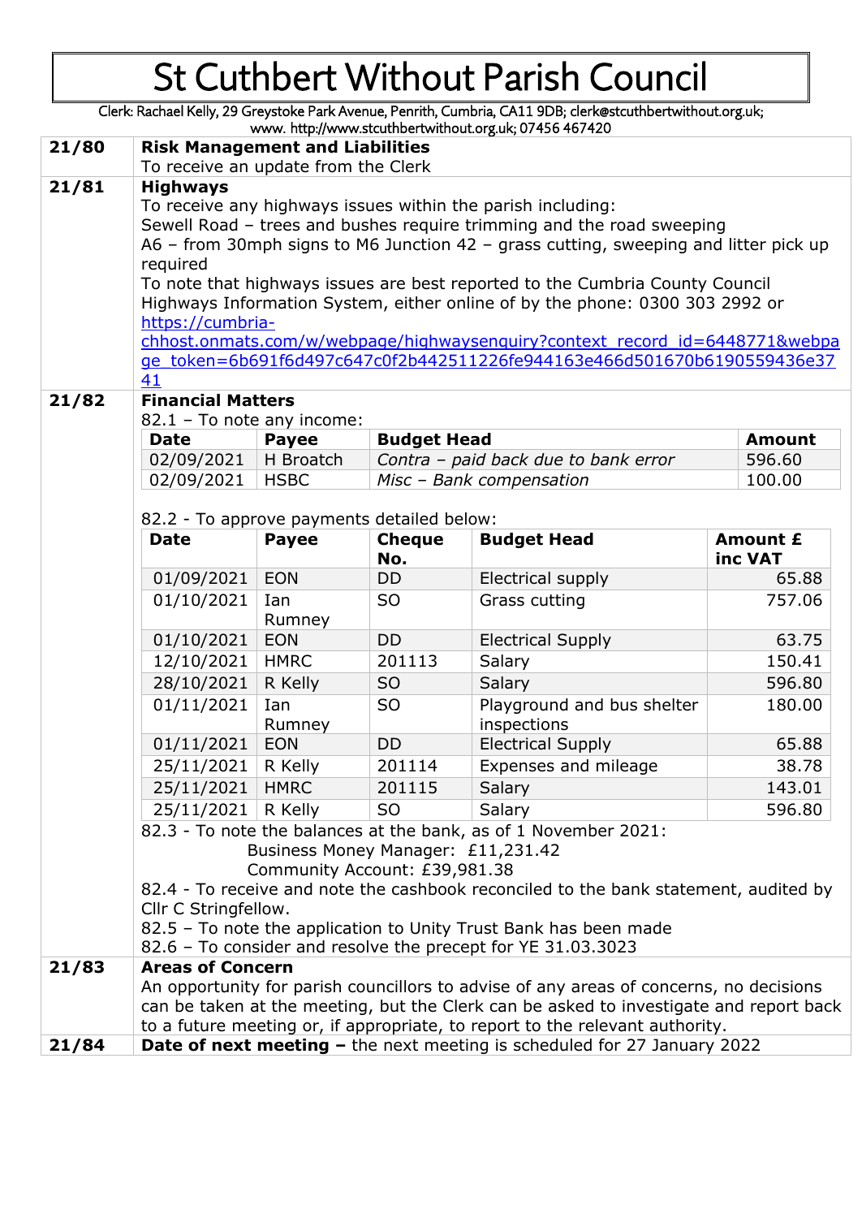# St Cuthbert Without Parish Council

Clerk: Rachael Kelly, 29 Greystoke Park Avenue, Penrith, Cumbria, CA11 9DB; clerk@stcuthbertwithout.org.uk; www. http://www.stcuthbertwithout.org.uk; 07456 467420

**21/80 Risk Management and Liabilities**

To receive an update from the Clerk

**21/81 Highways**

To receive any highways issues within the parish including:

Sewell Road – trees and bushes require trimming and the road sweeping

A6 – from 30mph signs to M6 Junction 42 – grass cutting, sweeping and litter pick up required

To note that highways issues are best reported to the Cumbria County Council Highways Information System, either online of by the phone: 0300 303 2992 or https://cumbria-chhost.onmats.com/w/webpage/highwaysenquiry?context_record_id=6448771&webpage_token=6b691f6d497c647c0f2b442511226fe944163e466d501670b6190559436e3741

**21/82 Financial Matters**

82.1 – To note any income:

| Date | Payee | Budget Head | Amount |
|---|---|---|---|
| 02/09/2021 | H Broatch | *Contra – paid back due to bank error* | 596.60 |
| 02/09/2021 | HSBC | *Misc – Bank compensation* | 100.00 |

82.2 - To approve payments detailed below:

| Date | Payee | Cheque No. | Budget Head | Amount £ inc VAT |
|---|---|---|---|---|
| 01/09/2021 | EON | DD | Electrical supply | 65.88 |
| 01/10/2021 | Ian Rumney | SO | Grass cutting | 757.06 |
| 01/10/2021 | EON | DD | Electrical Supply | 63.75 |
| 12/10/2021 | HMRC | 201113 | Salary | 150.41 |
| 28/10/2021 | R Kelly | SO | Salary | 596.80 |
| 01/11/2021 | Ian Rumney | SO | Playground and bus shelter inspections | 180.00 |
| 01/11/2021 | EON | DD | Electrical Supply | 65.88 |
| 25/11/2021 | R Kelly | 201114 | Expenses and mileage | 38.78 |
| 25/11/2021 | HMRC | 201115 | Salary | 143.01 |
| 25/11/2021 | R Kelly | SO | Salary | 596.80 |

82.3 - To note the balances at the bank, as of 1 November 2021:

Business Money Manager: £11,231.42

Community Account: £39,981.38

82.4 - To receive and note the cashbook reconciled to the bank statement, audited by Cllr C Stringfellow.

82.5 – To note the application to Unity Trust Bank has been made

82.6 – To consider and resolve the precept for YE 31.03.3023

**21/83 Areas of Concern**

An opportunity for parish councillors to advise of any areas of concerns, no decisions can be taken at the meeting, but the Clerk can be asked to investigate and report back to a future meeting or, if appropriate, to report to the relevant authority.

**21/84 Date of next meeting –** the next meeting is scheduled for 27 January 2022